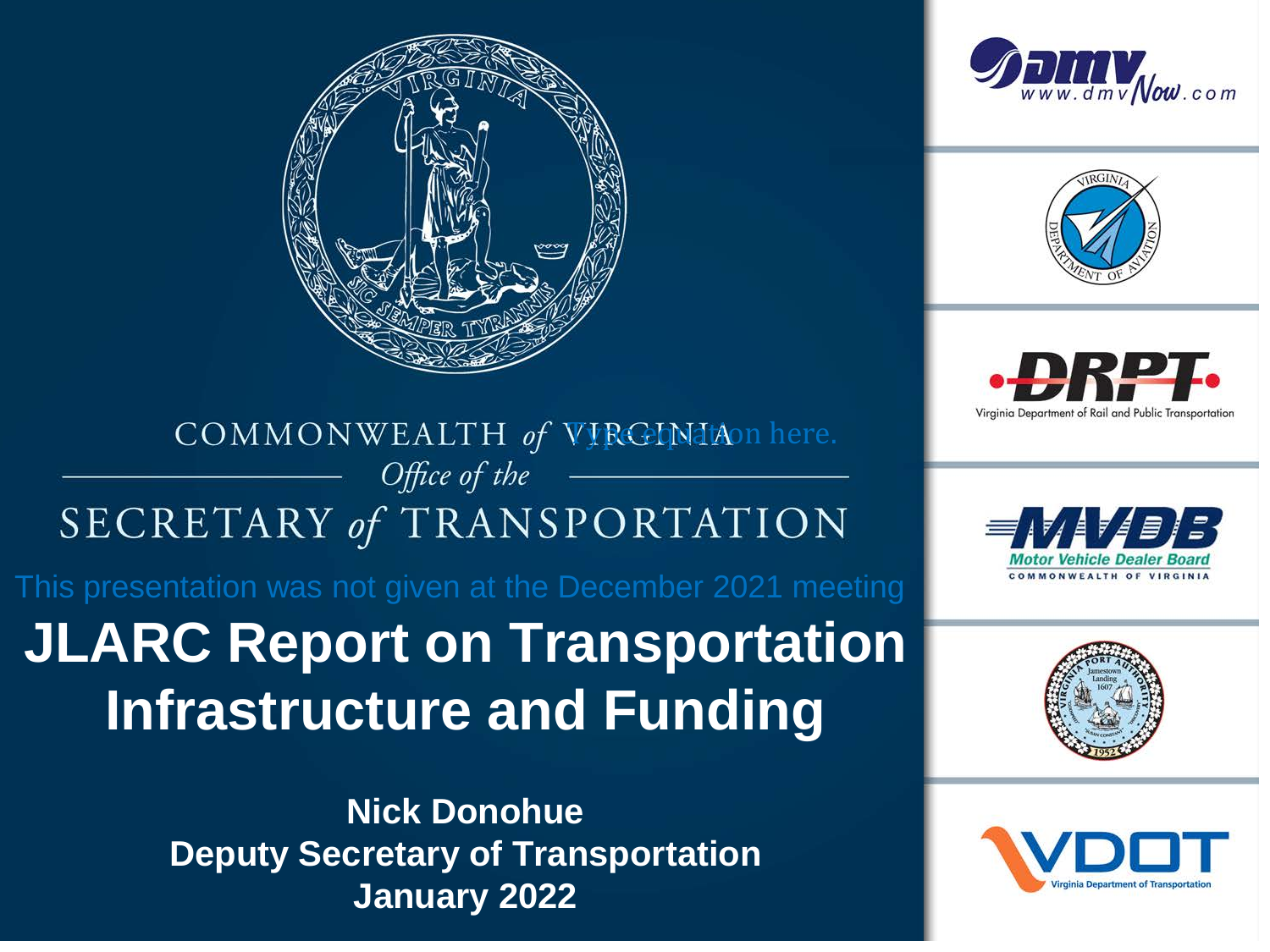COMMONWEALTH *of* VIRGINIA

*Office of the*

SECRETARY *of* TRANSPORTATION

Type equation here.

This presentation was not given at the December 2021 meeting

# JLARC Report on Transportation Infrastructure and Funding

**Nick Donohue**
**Deputy Secretary of Transportation**
**January 2022**

www.dmvNow.com

Virginia Department of Aviation

DRPT Virginia Department of Rail and Public Transportation

MVDB Motor Vehicle Dealer Board COMMONWEALTH OF VIRGINIA

Virginia Port Authority

VDOT Virginia Department of Transportation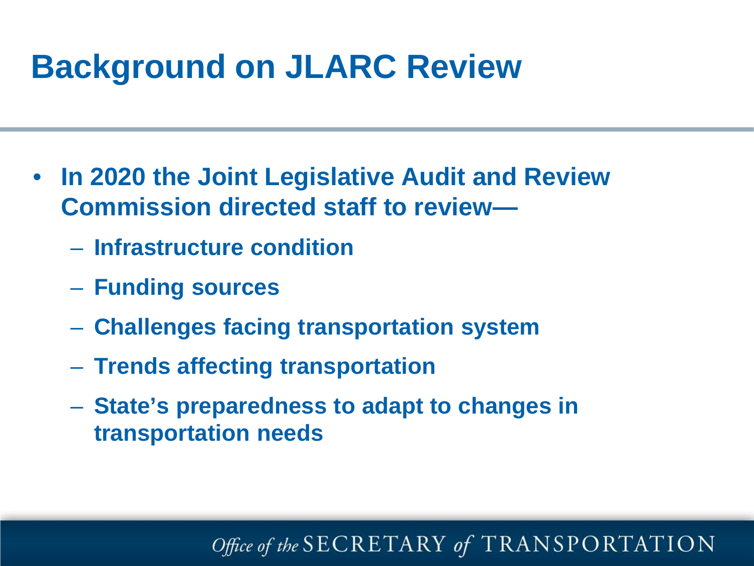# Background on JLARC Review

- **In 2020 the Joint Legislative Audit and Review Commission directed staff to review—**
  - **Infrastructure condition**
  - **Funding sources**
  - **Challenges facing transportation system**
  - **Trends affecting transportation**
  - **State's preparedness to adapt to changes in transportation needs**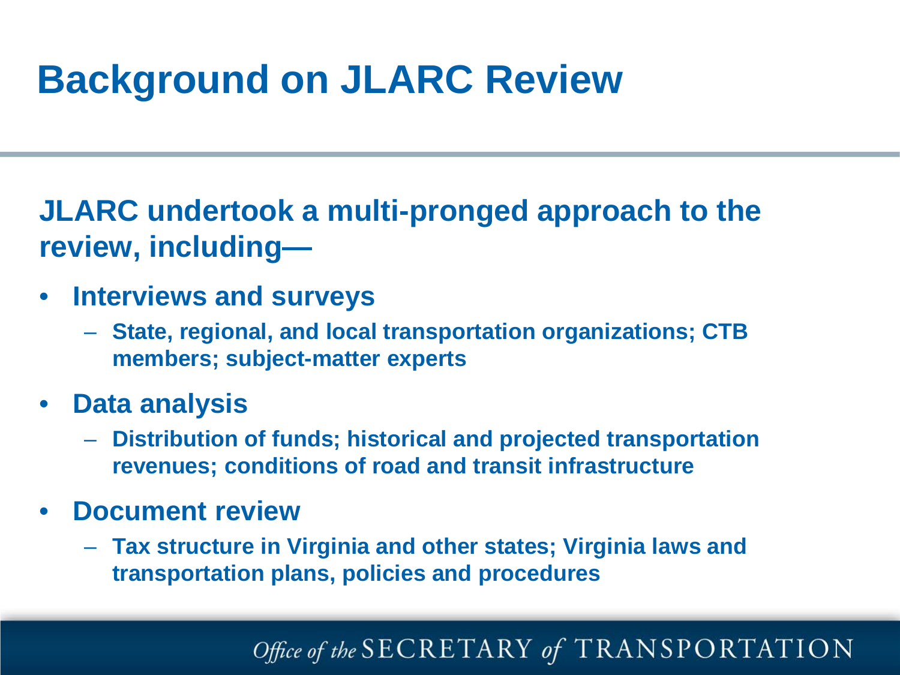# Background on JLARC Review

**JLARC undertook a multi-pronged approach to the review, including—**

- **Interviews and surveys**
  - **State, regional, and local transportation organizations; CTB members; subject-matter experts**
- **Data analysis**
  - **Distribution of funds; historical and projected transportation revenues; conditions of road and transit infrastructure**
- **Document review**
  - **Tax structure in Virginia and other states; Virginia laws and transportation plans, policies and procedures**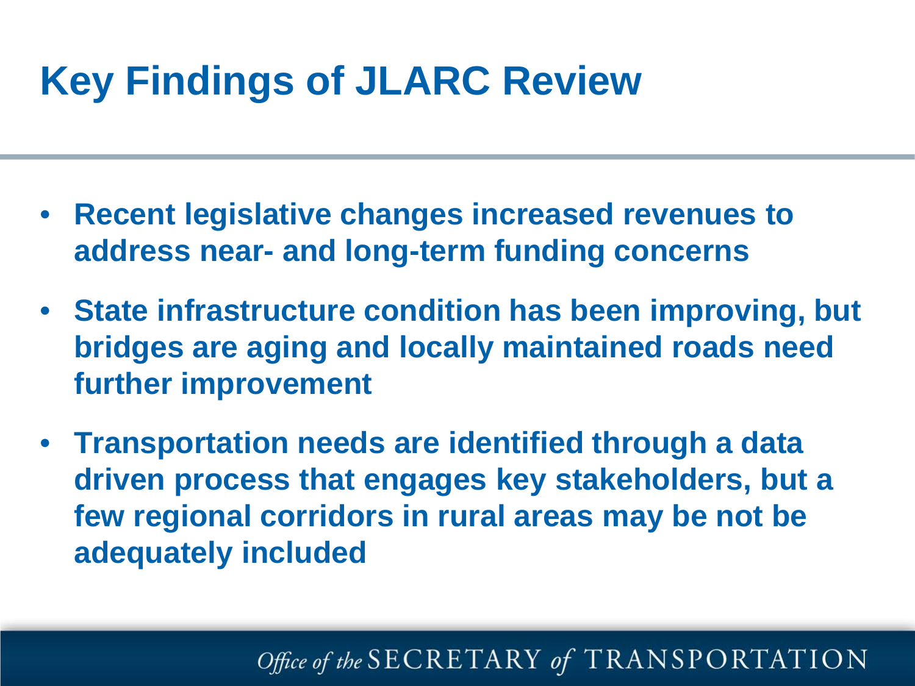# Key Findings of JLARC Review

- **Recent legislative changes increased revenues to address near- and long-term funding concerns**
- **State infrastructure condition has been improving, but bridges are aging and locally maintained roads need further improvement**
- **Transportation needs are identified through a data driven process that engages key stakeholders, but a few regional corridors in rural areas may be not be adequately included**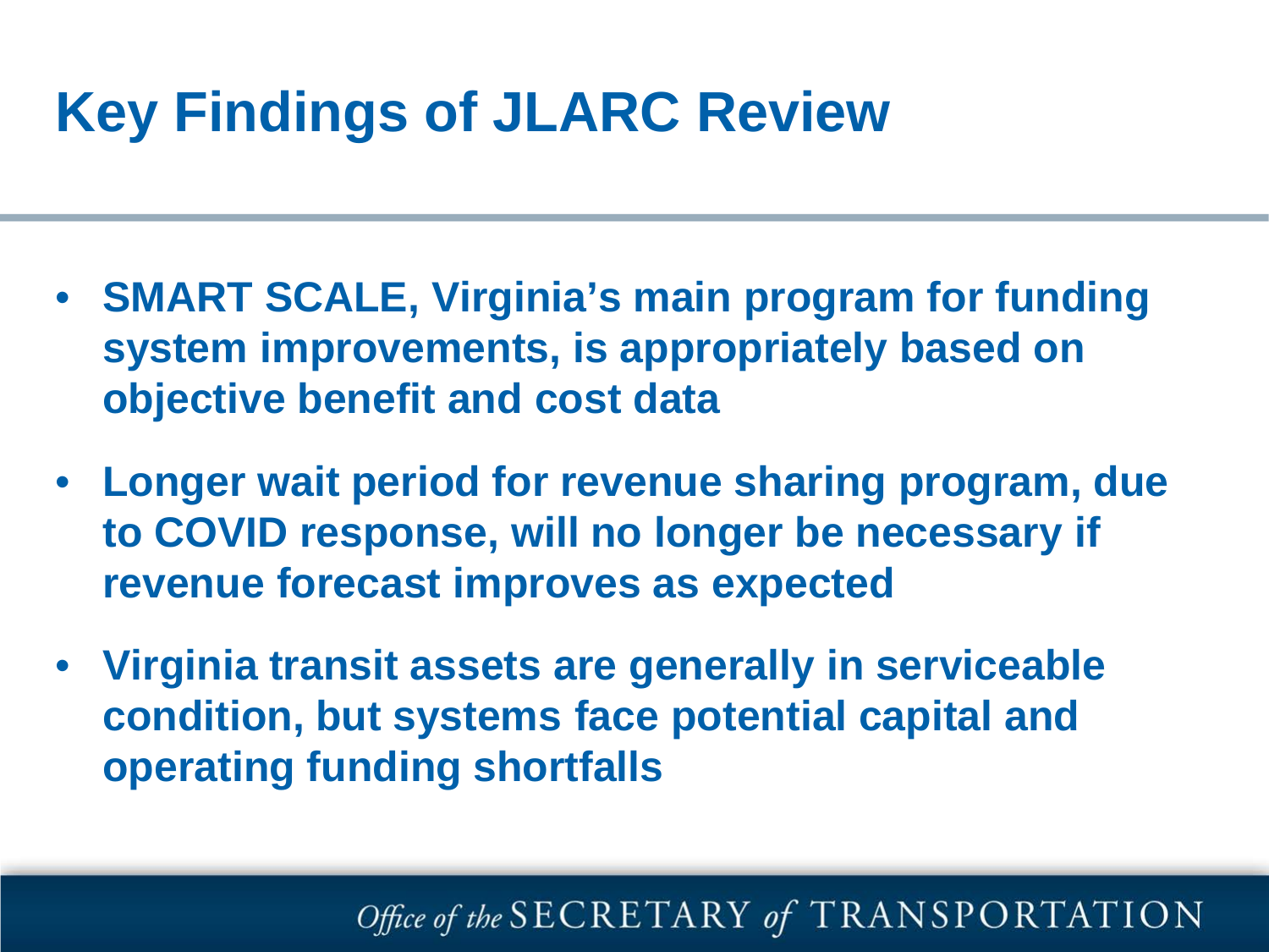# Key Findings of JLARC Review

- **SMART SCALE, Virginia's main program for funding system improvements, is appropriately based on objective benefit and cost data**
- **Longer wait period for revenue sharing program, due to COVID response, will no longer be necessary if revenue forecast improves as expected**
- **Virginia transit assets are generally in serviceable condition, but systems face potential capital and operating funding shortfalls**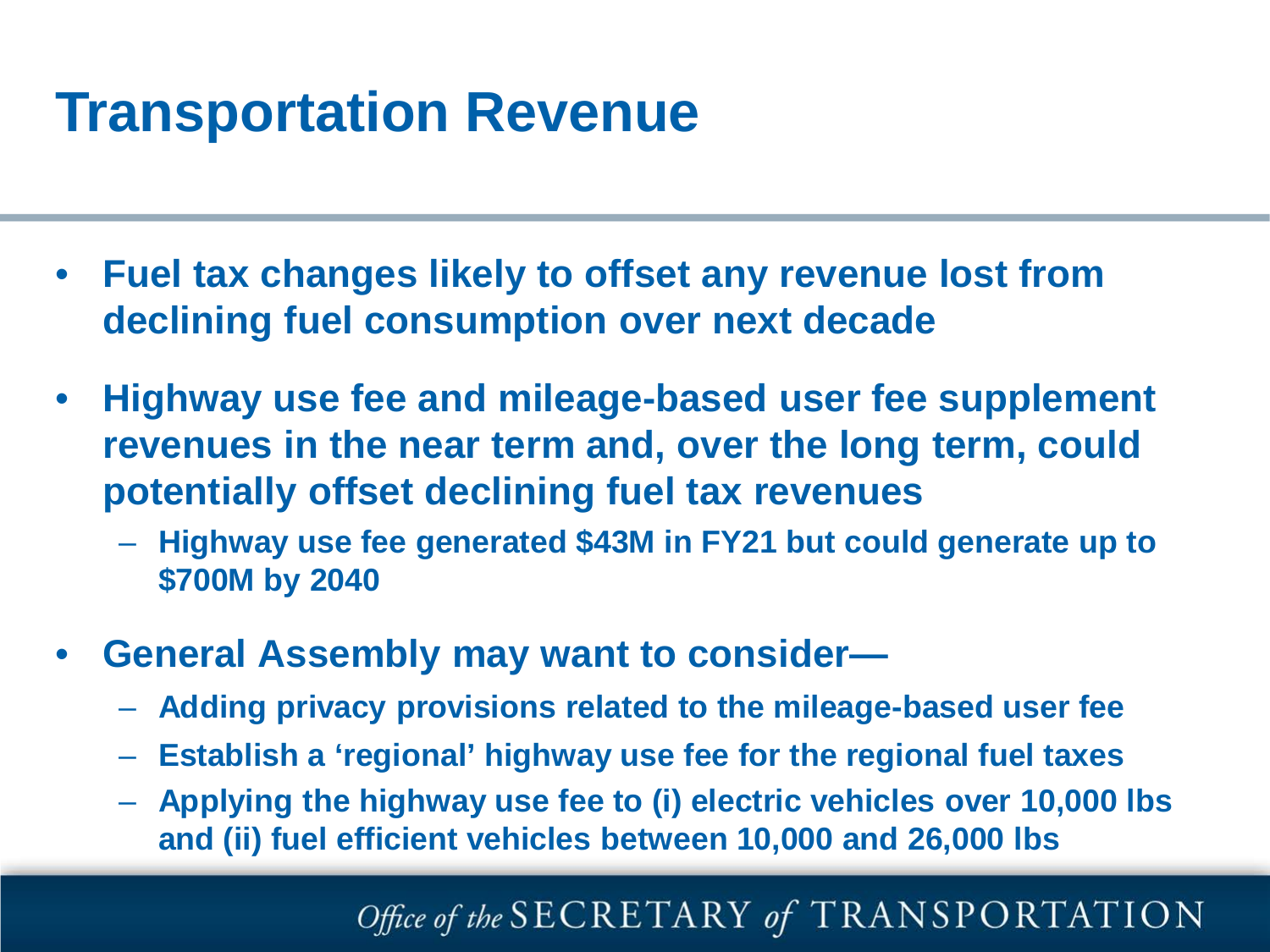# Transportation Revenue

- **Fuel tax changes likely to offset any revenue lost from declining fuel consumption over next decade**
- **Highway use fee and mileage-based user fee supplement revenues in the near term and, over the long term, could potentially offset declining fuel tax revenues**
  - **Highway use fee generated $43M in FY21 but could generate up to $700M by 2040**
- **General Assembly may want to consider—**
  - **Adding privacy provisions related to the mileage-based user fee**
  - **Establish a 'regional' highway use fee for the regional fuel taxes**
  - **Applying the highway use fee to (i) electric vehicles over 10,000 lbs and (ii) fuel efficient vehicles between 10,000 and 26,000 lbs**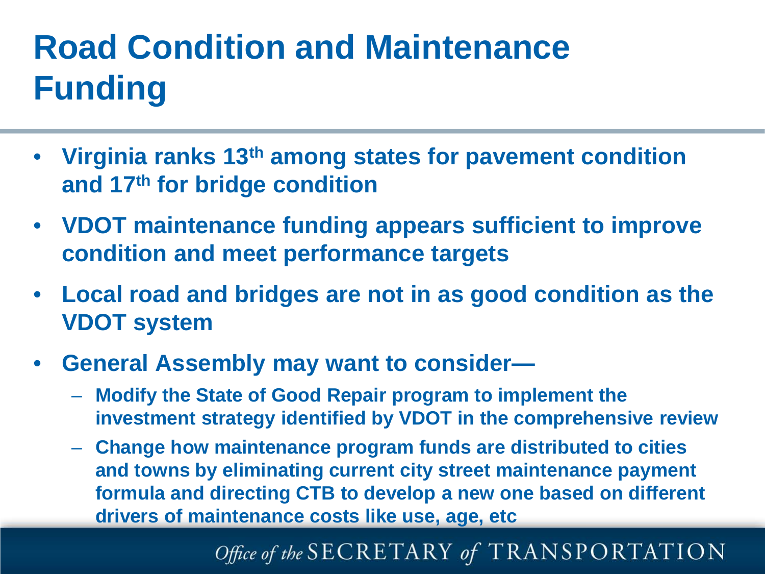# Road Condition and Maintenance Funding

- **Virginia ranks 13th among states for pavement condition and 17th for bridge condition**
- **VDOT maintenance funding appears sufficient to improve condition and meet performance targets**
- **Local road and bridges are not in as good condition as the VDOT system**
- **General Assembly may want to consider—**
  - **Modify the State of Good Repair program to implement the investment strategy identified by VDOT in the comprehensive review**
  - **Change how maintenance program funds are distributed to cities and towns by eliminating current city street maintenance payment formula and directing CTB to develop a new one based on different drivers of maintenance costs like use, age, etc**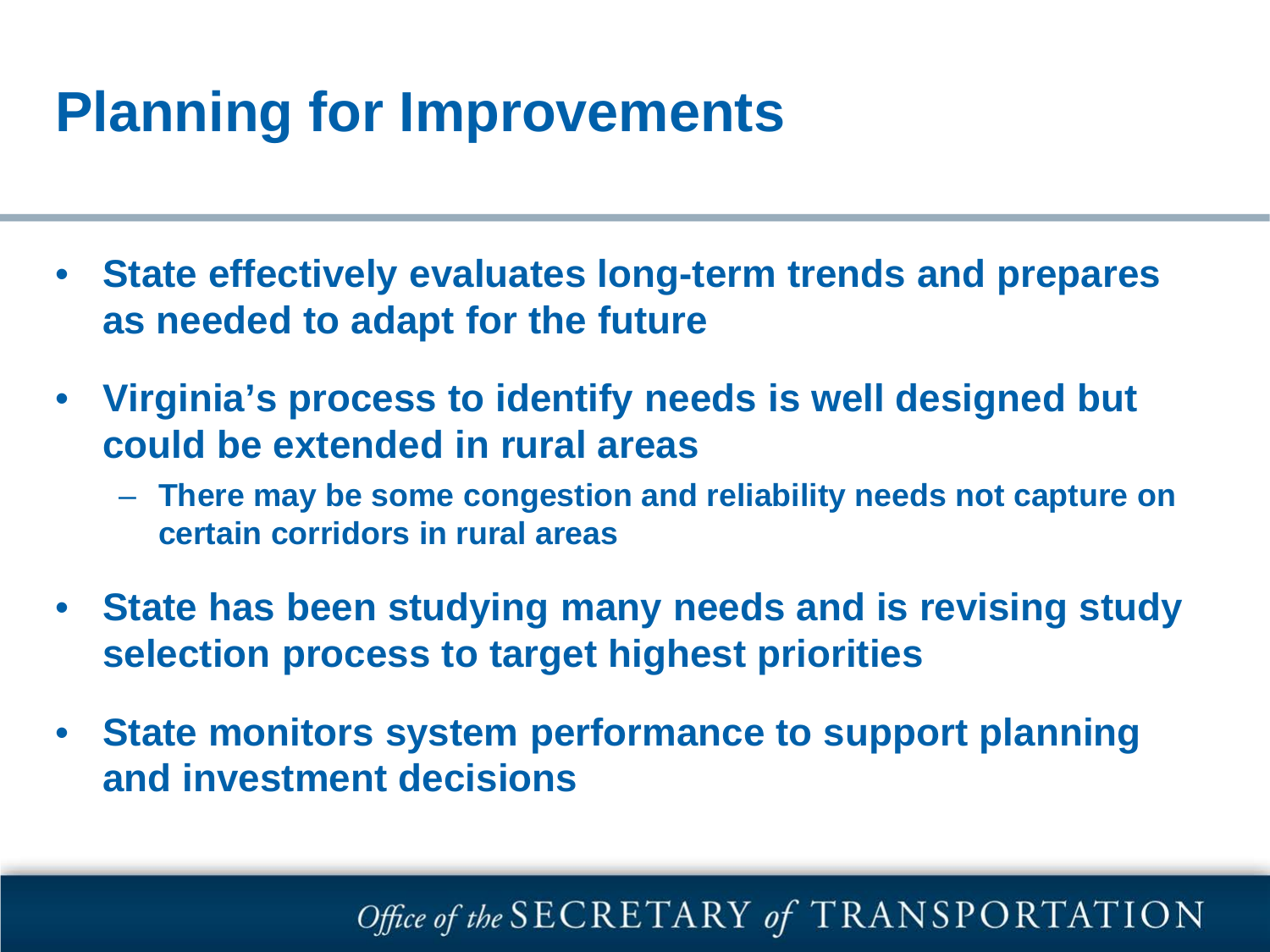# Planning for Improvements

- **State effectively evaluates long-term trends and prepares as needed to adapt for the future**
- **Virginia's process to identify needs is well designed but could be extended in rural areas**
  - **There may be some congestion and reliability needs not capture on certain corridors in rural areas**
- **State has been studying many needs and is revising study selection process to target highest priorities**
- **State monitors system performance to support planning and investment decisions**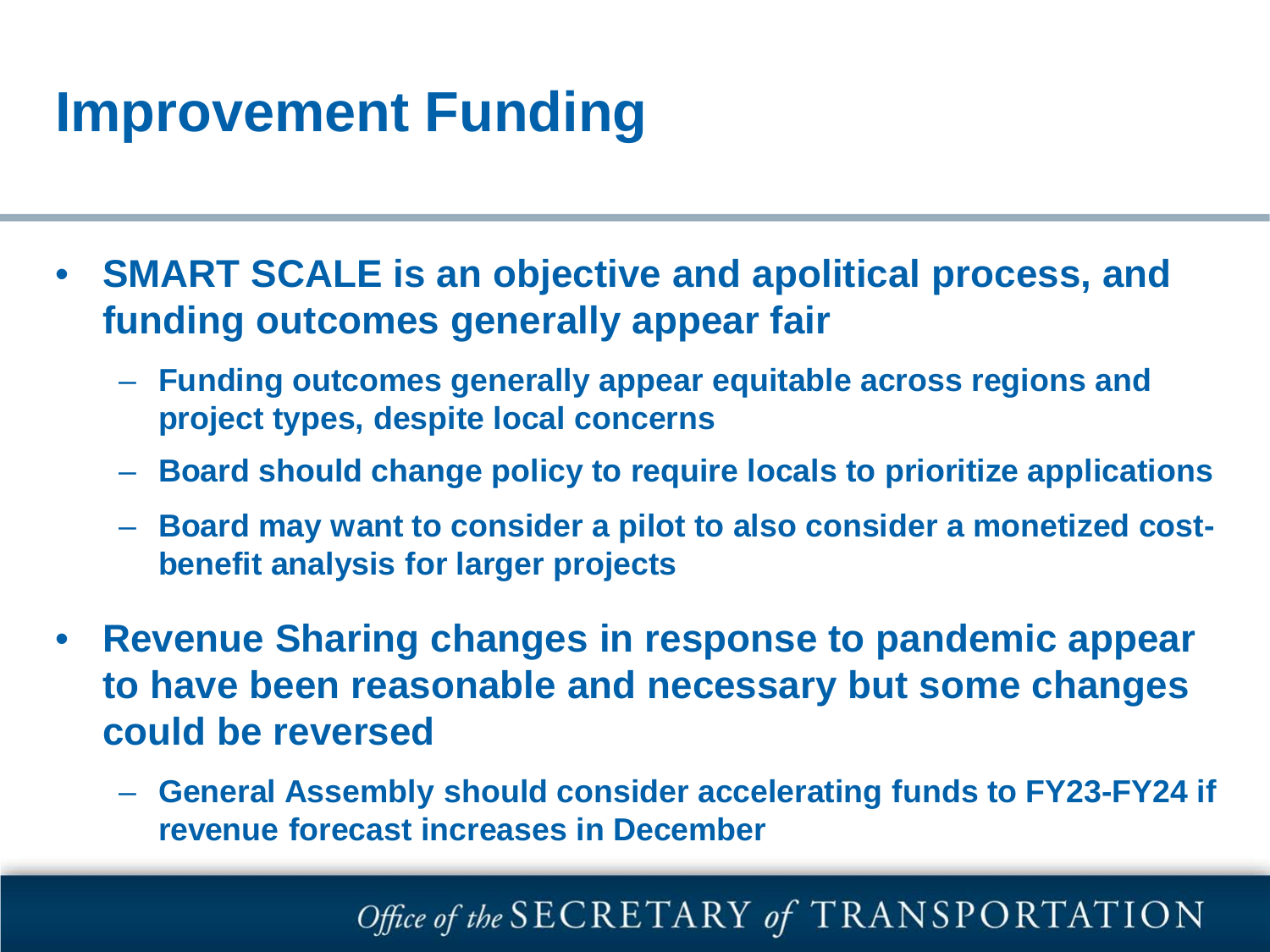# Improvement Funding

- **SMART SCALE is an objective and apolitical process, and funding outcomes generally appear fair**
  - **Funding outcomes generally appear equitable across regions and project types, despite local concerns**
  - **Board should change policy to require locals to prioritize applications**
  - **Board may want to consider a pilot to also consider a monetized cost-benefit analysis for larger projects**
- **Revenue Sharing changes in response to pandemic appear to have been reasonable and necessary but some changes could be reversed**
  - **General Assembly should consider accelerating funds to FY23-FY24 if revenue forecast increases in December**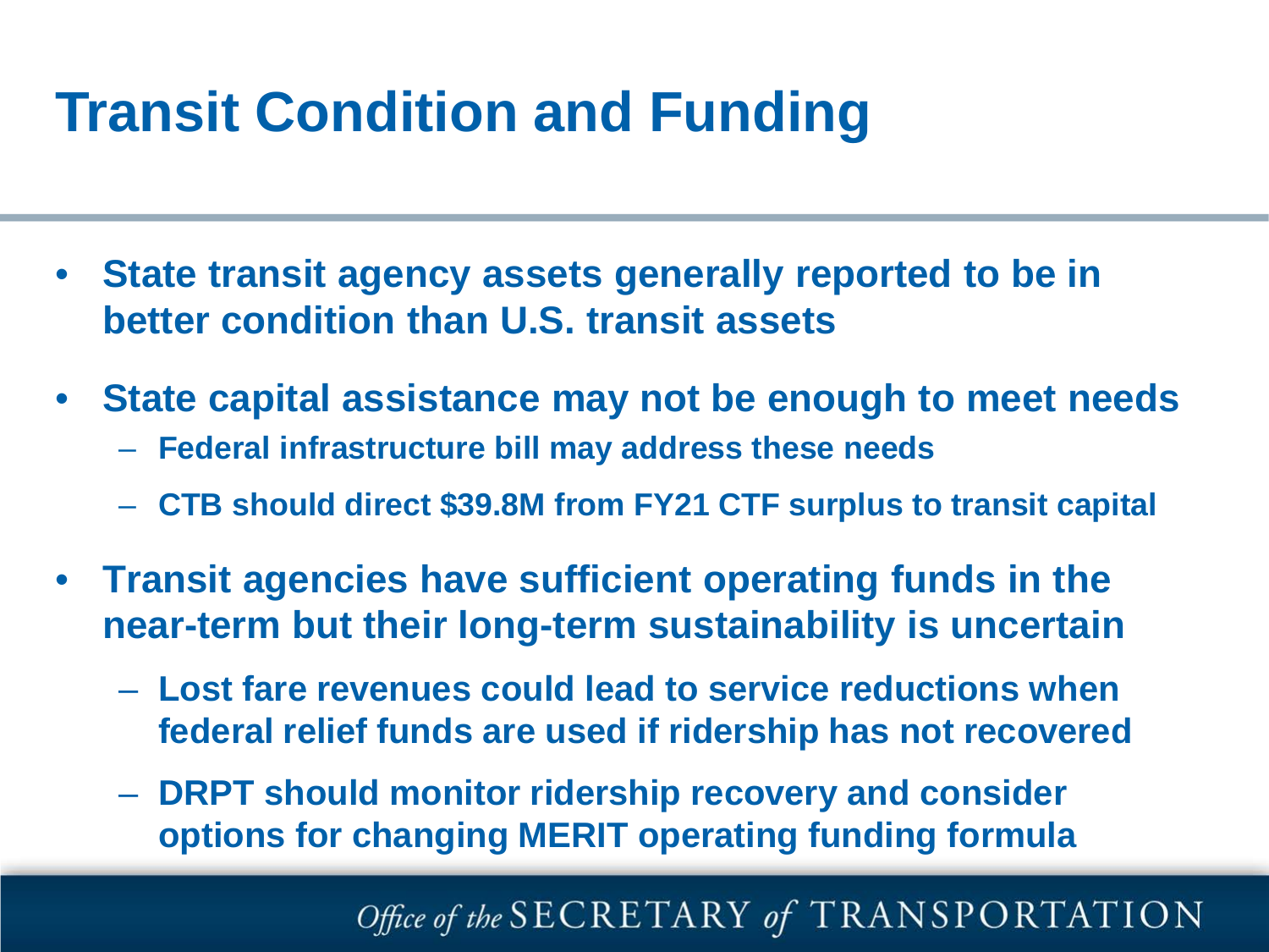# Transit Condition and Funding

- **State transit agency assets generally reported to be in better condition than U.S. transit assets**
- **State capital assistance may not be enough to meet needs**
  - **Federal infrastructure bill may address these needs**
  - **CTB should direct $39.8M from FY21 CTF surplus to transit capital**
- **Transit agencies have sufficient operating funds in the near-term but their long-term sustainability is uncertain**
  - **Lost fare revenues could lead to service reductions when federal relief funds are used if ridership has not recovered**
  - **DRPT should monitor ridership recovery and consider options for changing MERIT operating funding formula**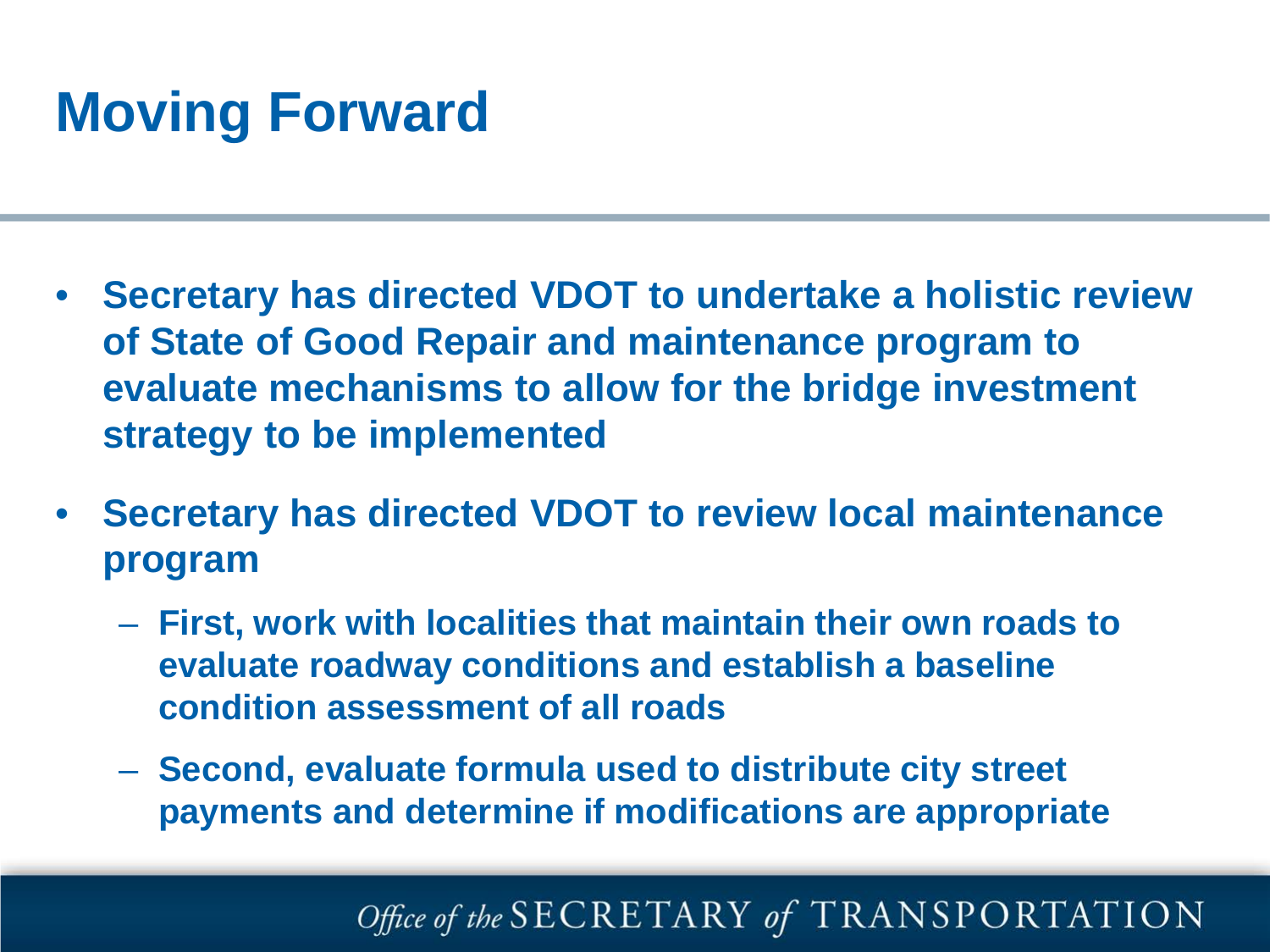# Moving Forward

- **Secretary has directed VDOT to undertake a holistic review of State of Good Repair and maintenance program to evaluate mechanisms to allow for the bridge investment strategy to be implemented**
- **Secretary has directed VDOT to review local maintenance program**
  - **First, work with localities that maintain their own roads to evaluate roadway conditions and establish a baseline condition assessment of all roads**
  - **Second, evaluate formula used to distribute city street payments and determine if modifications are appropriate**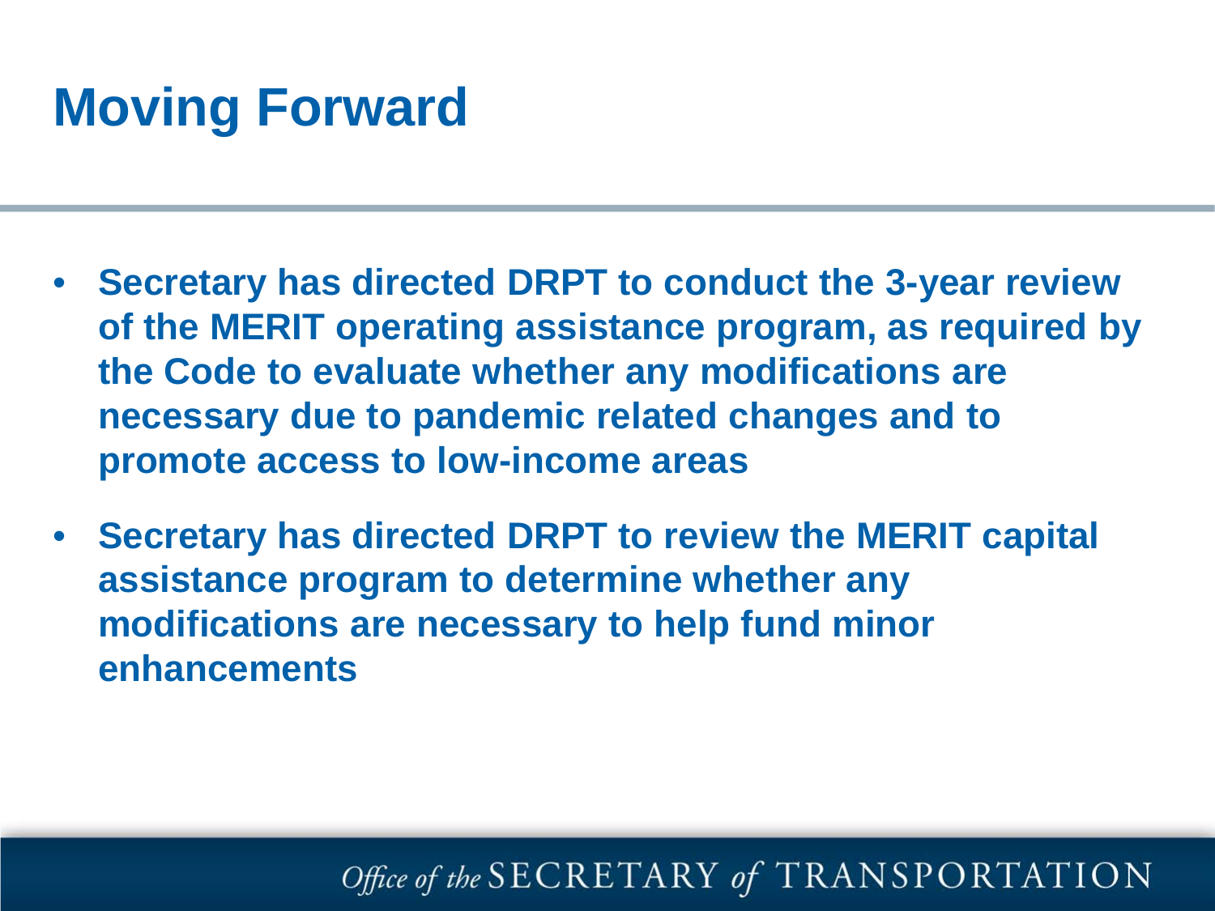# Moving Forward

- **Secretary has directed DRPT to conduct the 3-year review of the MERIT operating assistance program, as required by the Code to evaluate whether any modifications are necessary due to pandemic related changes and to promote access to low-income areas**
- **Secretary has directed DRPT to review the MERIT capital assistance program to determine whether any modifications are necessary to help fund minor enhancements**